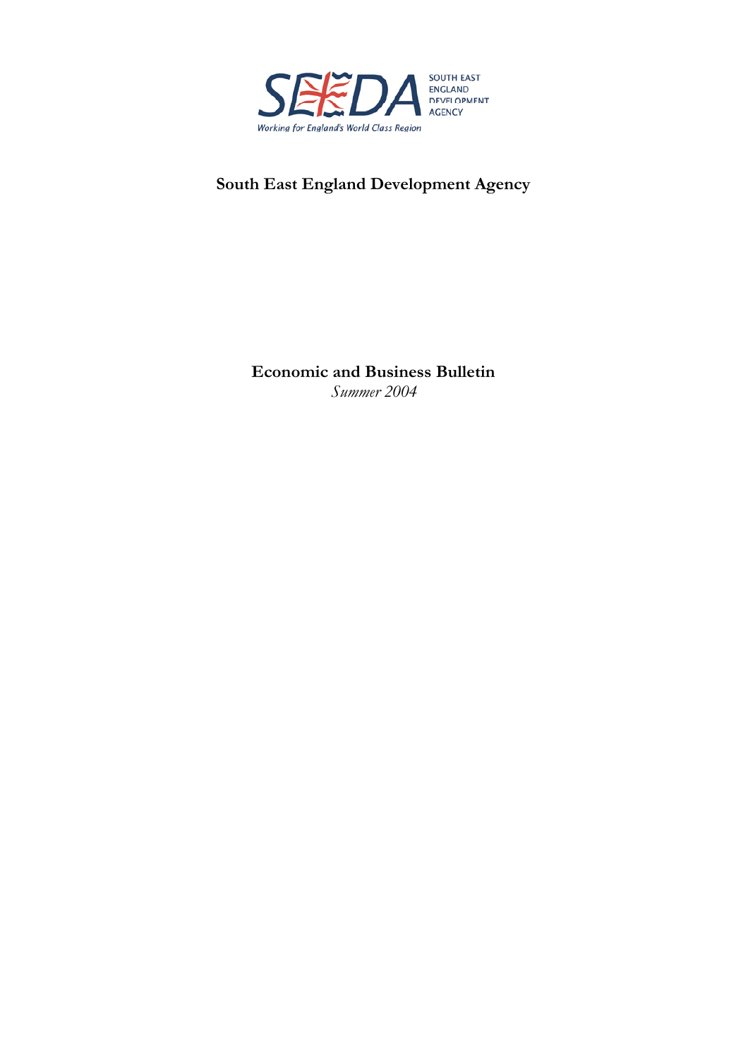SEEDA

SOUTH EAST ENGLAND DEVELOPMENT AGENCY

*Working for England's World Class Region*

# South East England Development Agency

## Economic and Business Bulletin

*Summer 2004*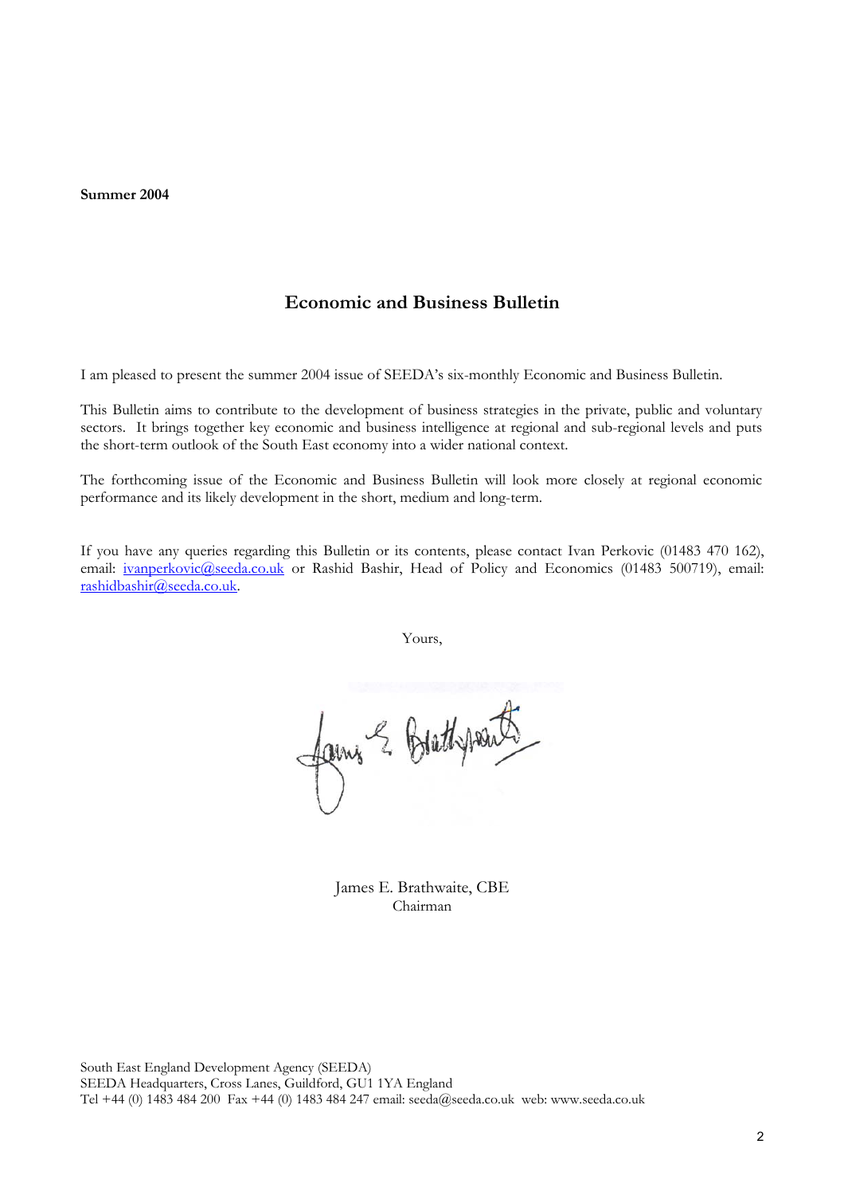**Summer 2004**

## Economic and Business Bulletin

I am pleased to present the summer 2004 issue of SEEDA's six-monthly Economic and Business Bulletin.

This Bulletin aims to contribute to the development of business strategies in the private, public and voluntary sectors. It brings together key economic and business intelligence at regional and sub-regional levels and puts the short-term outlook of the South East economy into a wider national context.

The forthcoming issue of the Economic and Business Bulletin will look more closely at regional economic performance and its likely development in the short, medium and long-term.

If you have any queries regarding this Bulletin or its contents, please contact Ivan Perkovic (01483 470 162), email: ivanperkovic@seeda.co.uk or Rashid Bashir, Head of Policy and Economics (01483 500719), email: rashidbashir@seeda.co.uk.

Yours,

James E. Brathwaite, CBE
Chairman

South East England Development Agency (SEEDA)
SEEDA Headquarters, Cross Lanes, Guildford, GU1 1YA England
Tel +44 (0) 1483 484 200 Fax +44 (0) 1483 484 247 email: seeda@seeda.co.uk web: www.seeda.co.uk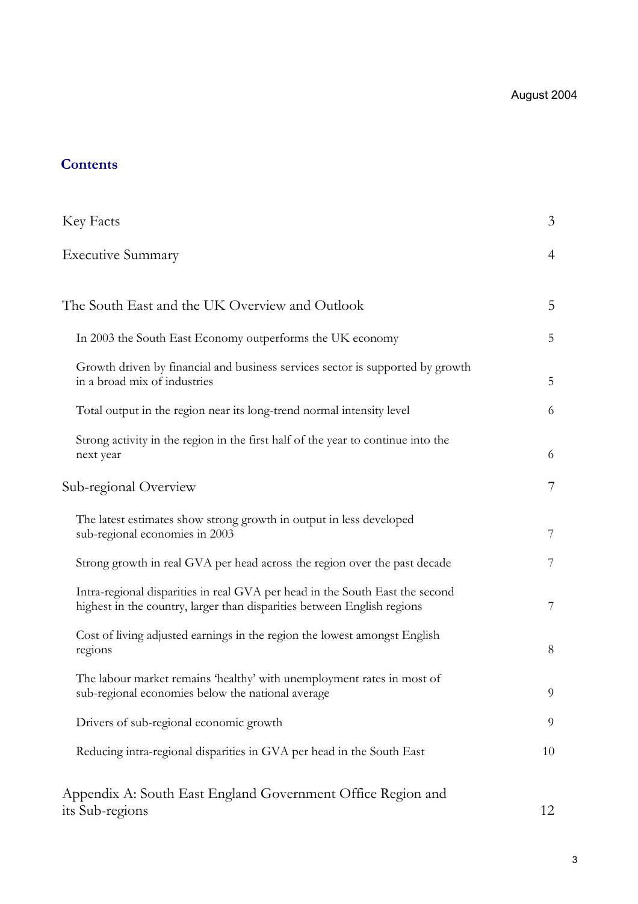August 2004

## Contents

| | |
|---|---|
| Key Facts | 3 |
| Executive Summary | 4 |
| The South East and the UK Overview and Outlook | 5 |
| In 2003 the South East Economy outperforms the UK economy | 5 |
| Growth driven by financial and business services sector is supported by growth in a broad mix of industries | 5 |
| Total output in the region near its long-trend normal intensity level | 6 |
| Strong activity in the region in the first half of the year to continue into the next year | 6 |
| Sub-regional Overview | 7 |
| The latest estimates show strong growth in output in less developed sub-regional economies in 2003 | 7 |
| Strong growth in real GVA per head across the region over the past decade | 7 |
| Intra-regional disparities in real GVA per head in the South East the second highest in the country, larger than disparities between English regions | 7 |
| Cost of living adjusted earnings in the region the lowest amongst English regions | 8 |
| The labour market remains 'healthy' with unemployment rates in most of sub-regional economies below the national average | 9 |
| Drivers of sub-regional economic growth | 9 |
| Reducing intra-regional disparities in GVA per head in the South East | 10 |
| Appendix A: South East England Government Office Region and its Sub-regions | 12 |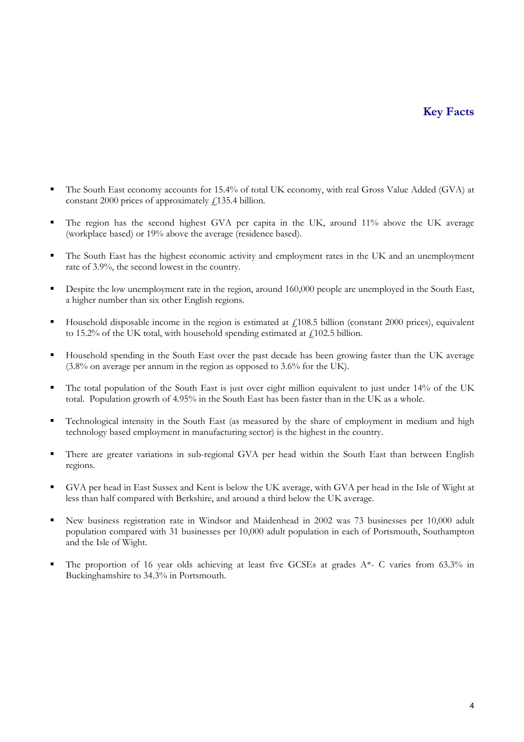# Key Facts

- The South East economy accounts for 15.4% of total UK economy, with real Gross Value Added (GVA) at constant 2000 prices of approximately £135.4 billion.
- The region has the second highest GVA per capita in the UK, around 11% above the UK average (workplace based) or 19% above the average (residence based).
- The South East has the highest economic activity and employment rates in the UK and an unemployment rate of 3.9%, the second lowest in the country.
- Despite the low unemployment rate in the region, around 160,000 people are unemployed in the South East, a higher number than six other English regions.
- Household disposable income in the region is estimated at £108.5 billion (constant 2000 prices), equivalent to 15.2% of the UK total, with household spending estimated at £102.5 billion.
- Household spending in the South East over the past decade has been growing faster than the UK average (3.8% on average per annum in the region as opposed to 3.6% for the UK).
- The total population of the South East is just over eight million equivalent to just under 14% of the UK total. Population growth of 4.95% in the South East has been faster than in the UK as a whole.
- Technological intensity in the South East (as measured by the share of employment in medium and high technology based employment in manufacturing sector) is the highest in the country.
- There are greater variations in sub-regional GVA per head within the South East than between English regions.
- GVA per head in East Sussex and Kent is below the UK average, with GVA per head in the Isle of Wight at less than half compared with Berkshire, and around a third below the UK average.
- New business registration rate in Windsor and Maidenhead in 2002 was 73 businesses per 10,000 adult population compared with 31 businesses per 10,000 adult population in each of Portsmouth, Southampton and the Isle of Wight.
- The proportion of 16 year olds achieving at least five GCSEs at grades A*- C varies from 63.3% in Buckinghamshire to 34.3% in Portsmouth.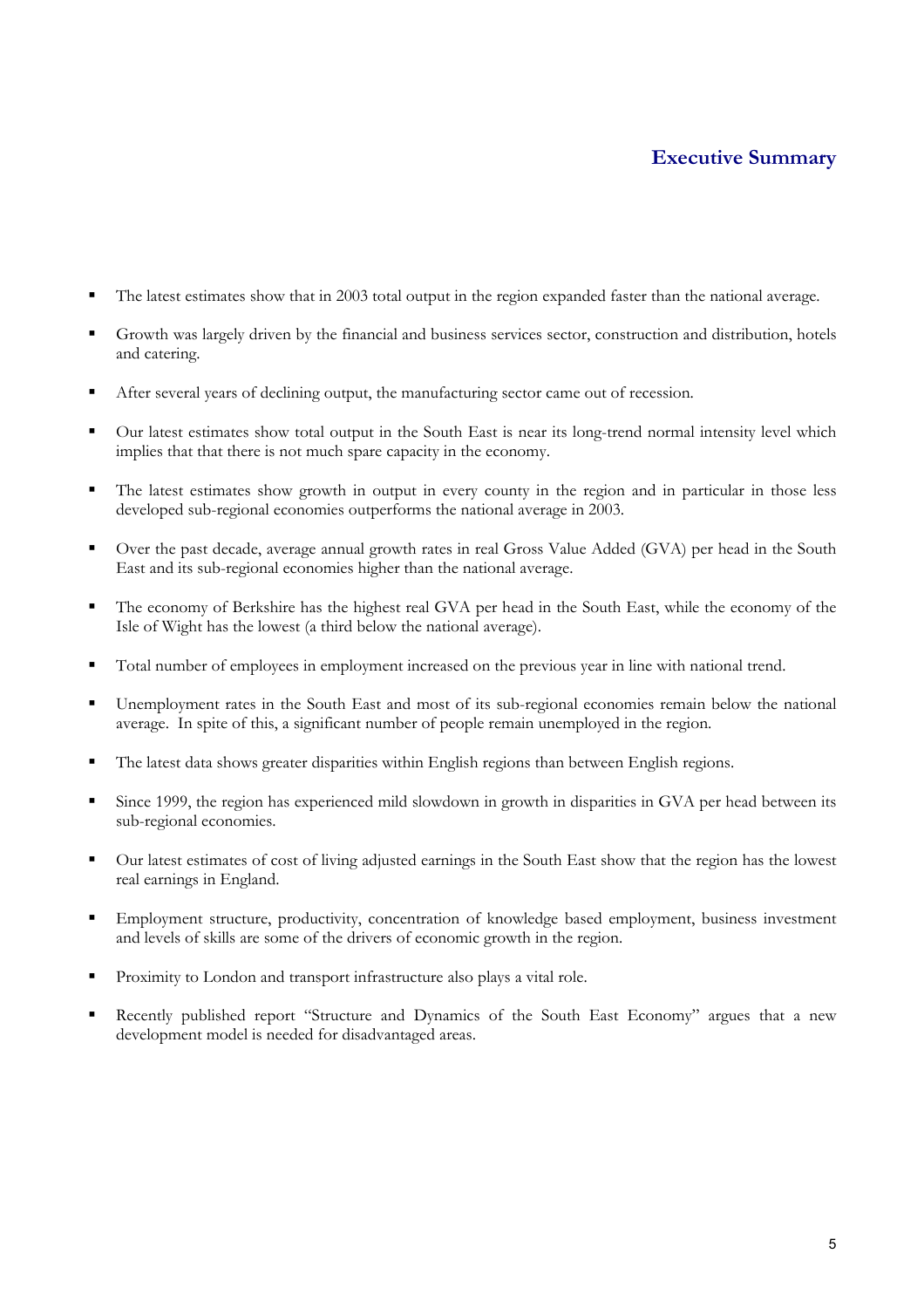# Executive Summary

- The latest estimates show that in 2003 total output in the region expanded faster than the national average.
- Growth was largely driven by the financial and business services sector, construction and distribution, hotels and catering.
- After several years of declining output, the manufacturing sector came out of recession.
- Our latest estimates show total output in the South East is near its long-trend normal intensity level which implies that that there is not much spare capacity in the economy.
- The latest estimates show growth in output in every county in the region and in particular in those less developed sub-regional economies outperforms the national average in 2003.
- Over the past decade, average annual growth rates in real Gross Value Added (GVA) per head in the South East and its sub-regional economies higher than the national average.
- The economy of Berkshire has the highest real GVA per head in the South East, while the economy of the Isle of Wight has the lowest (a third below the national average).
- Total number of employees in employment increased on the previous year in line with national trend.
- Unemployment rates in the South East and most of its sub-regional economies remain below the national average. In spite of this, a significant number of people remain unemployed in the region.
- The latest data shows greater disparities within English regions than between English regions.
- Since 1999, the region has experienced mild slowdown in growth in disparities in GVA per head between its sub-regional economies.
- Our latest estimates of cost of living adjusted earnings in the South East show that the region has the lowest real earnings in England.
- Employment structure, productivity, concentration of knowledge based employment, business investment and levels of skills are some of the drivers of economic growth in the region.
- Proximity to London and transport infrastructure also plays a vital role.
- Recently published report "Structure and Dynamics of the South East Economy" argues that a new development model is needed for disadvantaged areas.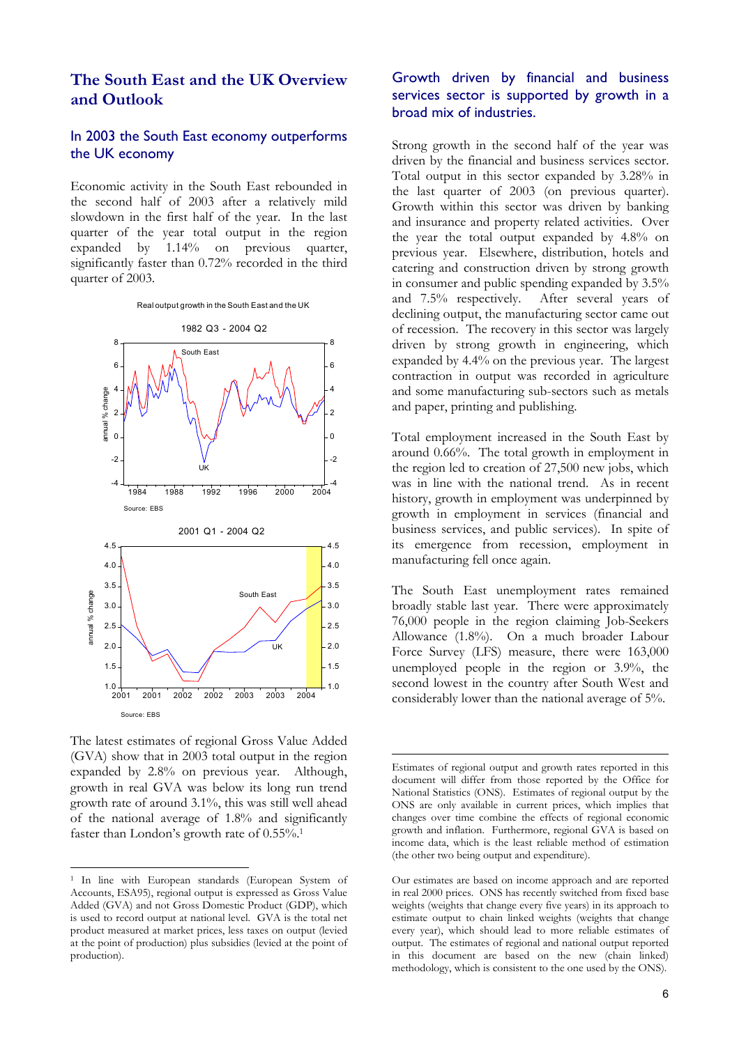## The South East and the UK Overview and Outlook

### In 2003 the South East economy outperforms the UK economy

Economic activity in the South East rebounded in the second half of 2003 after a relatively mild slowdown in the first half of the year. In the last quarter of the year total output in the region expanded by 1.14% on previous quarter, significantly faster than 0.72% recorded in the third quarter of 2003.

Real output growth in the South East and the UK

1982 Q3 - 2004 Q2

Source: EBS

2001 Q1 - 2004 Q2

Source: EBS

The latest estimates of regional Gross Value Added (GVA) show that in 2003 total output in the region expanded by 2.8% on previous year. Although, growth in real GVA was below its long run trend growth rate of around 3.1%, this was still well ahead of the national average of 1.8% and significantly faster than London's growth rate of 0.55%.[1]

[1] In line with European standards (European System of Accounts, ESA95), regional output is expressed as Gross Value Added (GVA) and not Gross Domestic Product (GDP), which is used to record output at national level. GVA is the total net product measured at market prices, less taxes on output (levied at the point of production) plus subsidies (levied at the point of production).

### Growth driven by financial and business services sector is supported by growth in a broad mix of industries.

Strong growth in the second half of the year was driven by the financial and business services sector. Total output in this sector expanded by 3.28% in the last quarter of 2003 (on previous quarter). Growth within this sector was driven by banking and insurance and property related activities. Over the year the total output expanded by 4.8% on previous year. Elsewhere, distribution, hotels and catering and construction driven by strong growth in consumer and public spending expanded by 3.5% and 7.5% respectively. After several years of declining output, the manufacturing sector came out of recession. The recovery in this sector was largely driven by strong growth in engineering, which expanded by 4.4% on the previous year. The largest contraction in output was recorded in agriculture and some manufacturing sub-sectors such as metals and paper, printing and publishing.

Total employment increased in the South East by around 0.66%. The total growth in employment in the region led to creation of 27,500 new jobs, which was in line with the national trend. As in recent history, growth in employment was underpinned by growth in employment in services (financial and business services, and public services). In spite of its emergence from recession, employment in manufacturing fell once again.

The South East unemployment rates remained broadly stable last year. There were approximately 76,000 people in the region claiming Job-Seekers Allowance (1.8%). On a much broader Labour Force Survey (LFS) measure, there were 163,000 unemployed people in the region or 3.9%, the second lowest in the country after South West and considerably lower than the national average of 5%.

Estimates of regional output and growth rates reported in this document will differ from those reported by the Office for National Statistics (ONS). Estimates of regional output by the ONS are only available in current prices, which implies that changes over time combine the effects of regional economic growth and inflation. Furthermore, regional GVA is based on income data, which is the least reliable method of estimation (the other two being output and expenditure).

Our estimates are based on income approach and are reported in real 2000 prices. ONS has recently switched from fixed base weights (weights that change every five years) in its approach to estimate output to chain linked weights (weights that change every year), which should lead to more reliable estimates of output. The estimates of regional and national output reported in this document are based on the new (chain linked) methodology, which is consistent to the one used by the ONS).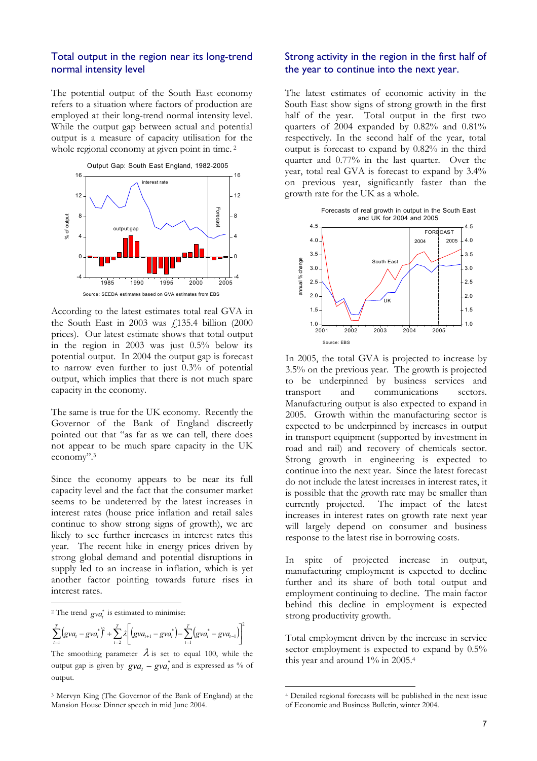## Total output in the region near its long-trend normal intensity level

The potential output of the South East economy refers to a situation where factors of production are employed at their long-trend normal intensity level. While the output gap between actual and potential output is a measure of capacity utilisation for the whole regional economy at given point in time. [2]

Output Gap: South East England, 1982-2005

Source: SEEDA estimates based on GVA estimates from EBS

According to the latest estimates total real GVA in the South East in 2003 was £135.4 billion (2000 prices). Our latest estimate shows that total output in the region in 2003 was just 0.5% below its potential output. In 2004 the output gap is forecast to narrow even further to just 0.3% of potential output, which implies that there is not much spare capacity in the economy.

The same is true for the UK economy. Recently the Governor of the Bank of England discreetly pointed out that "as far as we can tell, there does not appear to be much spare capacity in the UK economy".[3]

Since the economy appears to be near its full capacity level and the fact that the consumer market seems to be undeterred by the latest increases in interest rates (house price inflation and retail sales continue to show strong signs of growth), we are likely to see further increases in interest rates this year. The recent hike in energy prices driven by strong global demand and potential disruptions in supply led to an increase in inflation, which is yet another factor pointing towards future rises in interest rates.

## Strong activity in the region in the first half of the year to continue into the next year.

The latest estimates of economic activity in the South East show signs of strong growth in the first half of the year. Total output in the first two quarters of 2004 expanded by 0.82% and 0.81% respectively. In the second half of the year, total output is forecast to expand by 0.82% in the third quarter and 0.77% in the last quarter. Over the year, total real GVA is forecast to expand by 3.4% on previous year, significantly faster than the growth rate for the UK as a whole.

Forecasts of real growth in output in the South East and UK for 2004 and 2005

Source: EBS

In 2005, the total GVA is projected to increase by 3.5% on the previous year. The growth is projected to be underpinned by business services and transport and communications sectors. Manufacturing output is also expected to expand in 2005. Growth within the manufacturing sector is expected to be underpinned by increases in output in transport equipment (supported by investment in road and rail) and recovery of chemicals sector. Strong growth in engineering is expected to continue into the next year. Since the latest forecast do not include the latest increases in interest rates, it is possible that the growth rate may be smaller than currently projected. The impact of the latest increases in interest rates on growth rate next year will largely depend on consumer and business response to the latest rise in borrowing costs.

In spite of projected increase in output, manufacturing employment is expected to decline further and its share of both total output and employment continuing to decline. The main factor behind this decline in employment is expected strong productivity growth.

Total employment driven by the increase in service sector employment is expected to expand by 0.5% this year and around 1% in 2005.[4]

---

[2] The trend $gva_t^*$ is estimated to minimise:

$$\sum_{t=1}^{T}\left(gva_t - gva_t^*\right)^2 + \sum_{t=2}^{T}\lambda\left[\left(gva_{t+1} - gva_t^*\right) - \sum_{t=1}^{T}\left(gva_t^* - gva_{t-1}\right)\right]^2$$

The smoothing parameter $\lambda$ is set to equal 100, while the output gap is given by $gva_t - gva_t^*$ and is expressed as % of output.

[3] Mervyn King (The Governor of the Bank of England) at the Mansion House Dinner speech in mid June 2004.

[4] Detailed regional forecasts will be published in the next issue of Economic and Business Bulletin, winter 2004.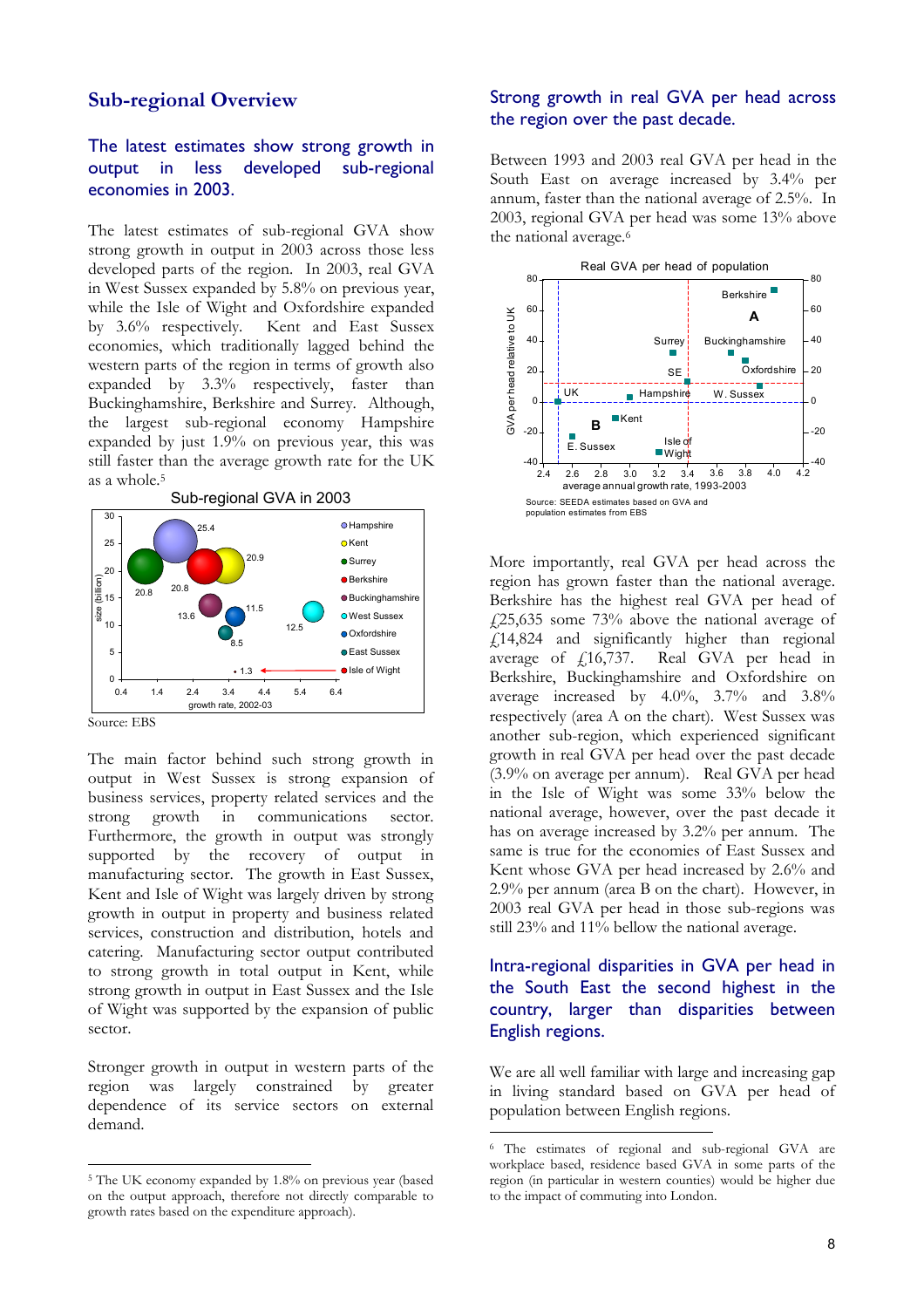## Sub-regional Overview

### The latest estimates show strong growth in output in less developed sub-regional economies in 2003.

The latest estimates of sub-regional GVA show strong growth in output in 2003 across those less developed parts of the region. In 2003, real GVA in West Sussex expanded by 5.8% on previous year, while the Isle of Wight and Oxfordshire expanded by 3.6% respectively. Kent and East Sussex economies, which traditionally lagged behind the western parts of the region in terms of growth also expanded by 3.3% respectively, faster than Buckinghamshire, Berkshire and Surrey. Although, the largest sub-regional economy Hampshire expanded by just 1.9% on previous year, this was still faster than the average growth rate for the UK as a whole.[5]

Sub-regional GVA in 2003

Source: EBS

The main factor behind such strong growth in output in West Sussex is strong expansion of business services, property related services and the strong growth in communications sector. Furthermore, the growth in output was strongly supported by the recovery of output in manufacturing sector. The growth in East Sussex, Kent and Isle of Wight was largely driven by strong growth in output in property and business related services, construction and distribution, hotels and catering. Manufacturing sector output contributed to strong growth in total output in Kent, while strong growth in output in East Sussex and the Isle of Wight was supported by the expansion of public sector.

Stronger growth in output in western parts of the region was largely constrained by greater dependence of its service sectors on external demand.

### Strong growth in real GVA per head across the region over the past decade.

Between 1993 and 2003 real GVA per head in the South East on average increased by 3.4% per annum, faster than the national average of 2.5%. In 2003, regional GVA per head was some 13% above the national average.[6]

Real GVA per head of population

Source: SEEDA estimates based on GVA and population estimates from EBS

More importantly, real GVA per head across the region has grown faster than the national average. Berkshire has the highest real GVA per head of £25,635 some 73% above the national average of £14,824 and significantly higher than regional average of £16,737. Real GVA per head in Berkshire, Buckinghamshire and Oxfordshire on average increased by 4.0%, 3.7% and 3.8% respectively (area A on the chart). West Sussex was another sub-region, which experienced significant growth in real GVA per head over the past decade (3.9% on average per annum). Real GVA per head in the Isle of Wight was some 33% below the national average, however, over the past decade it has on average increased by 3.2% per annum. The same is true for the economies of East Sussex and Kent whose GVA per head increased by 2.6% and 2.9% per annum (area B on the chart). However, in 2003 real GVA per head in those sub-regions was still 23% and 11% bellow the national average.

### Intra-regional disparities in GVA per head in the South East the second highest in the country, larger than disparities between English regions.

We are all well familiar with large and increasing gap in living standard based on GVA per head of population between English regions.

---

[5] The UK economy expanded by 1.8% on previous year (based on the output approach, therefore not directly comparable to growth rates based on the expenditure approach).

[6] The estimates of regional and sub-regional GVA are workplace based, residence based GVA in some parts of the region (in particular in western counties) would be higher due to the impact of commuting into London.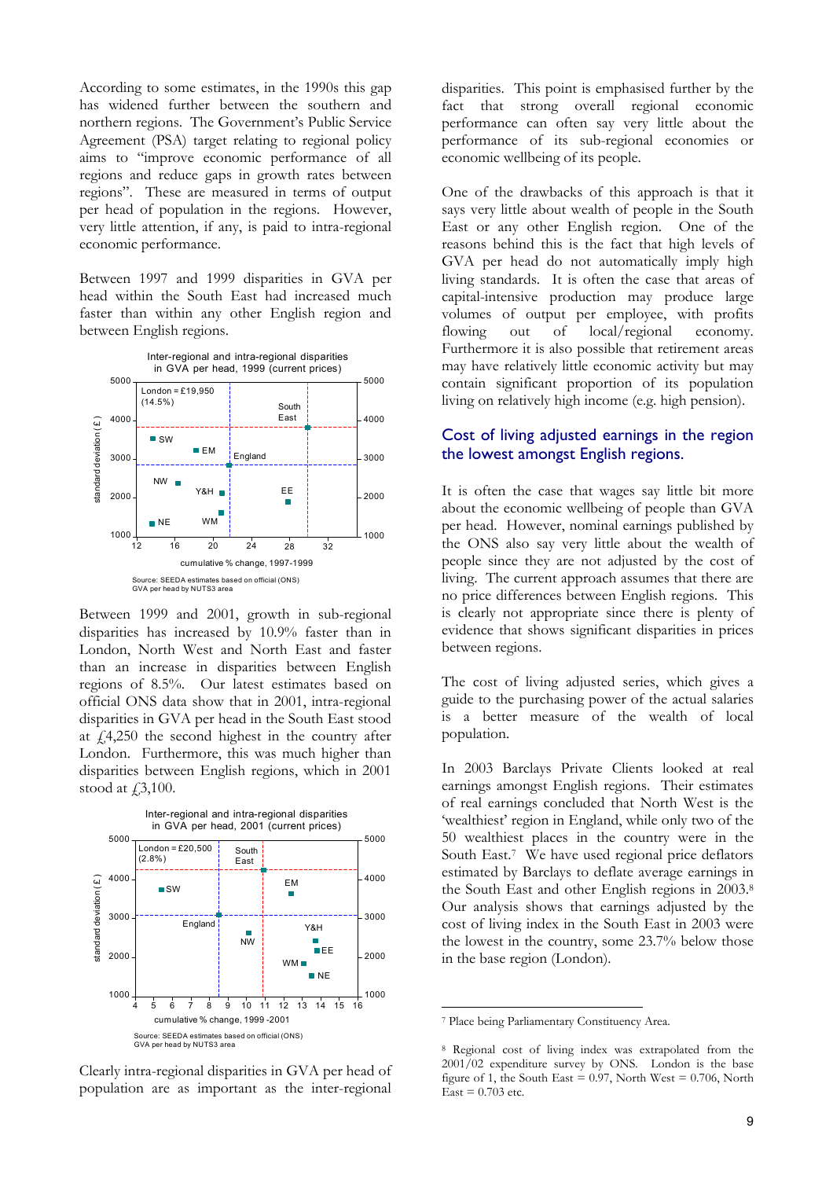According to some estimates, in the 1990s this gap has widened further between the southern and northern regions. The Government's Public Service Agreement (PSA) target relating to regional policy aims to "improve economic performance of all regions and reduce gaps in growth rates between regions". These are measured in terms of output per head of population in the regions. However, very little attention, if any, is paid to intra-regional economic performance.

Between 1997 and 1999 disparities in GVA per head within the South East had increased much faster than within any other English region and between English regions.

Inter-regional and intra-regional disparities in GVA per head, 1999 (current prices)

Source: SEEDA estimates based on official (ONS) GVA per head by NUTS3 area

Between 1999 and 2001, growth in sub-regional disparities has increased by 10.9% faster than in London, North West and North East and faster than an increase in disparities between English regions of 8.5%. Our latest estimates based on official ONS data show that in 2001, intra-regional disparities in GVA per head in the South East stood at £4,250 the second highest in the country after London. Furthermore, this was much higher than disparities between English regions, which in 2001 stood at £3,100.

Inter-regional and intra-regional disparities in GVA per head, 2001 (current prices)

Source: SEEDA estimates based on official (ONS) GVA per head by NUTS3 area

Clearly intra-regional disparities in GVA per head of population are as important as the inter-regional disparities. This point is emphasised further by the fact that strong overall regional economic performance can often say very little about the performance of its sub-regional economies or economic wellbeing of its people.

One of the drawbacks of this approach is that it says very little about wealth of people in the South East or any other English region. One of the reasons behind this is the fact that high levels of GVA per head do not automatically imply high living standards. It is often the case that areas of capital-intensive production may produce large volumes of output per employee, with profits flowing out of local/regional economy. Furthermore it is also possible that retirement areas may have relatively little economic activity but may contain significant proportion of its population living on relatively high income (e.g. high pension).

## Cost of living adjusted earnings in the region the lowest amongst English regions.

It is often the case that wages say little bit more about the economic wellbeing of people than GVA per head. However, nominal earnings published by the ONS also say very little about the wealth of people since they are not adjusted by the cost of living. The current approach assumes that there are no price differences between English regions. This is clearly not appropriate since there is plenty of evidence that shows significant disparities in prices between regions.

The cost of living adjusted series, which gives a guide to the purchasing power of the actual salaries is a better measure of the wealth of local population.

In 2003 Barclays Private Clients looked at real earnings amongst English regions. Their estimates of real earnings concluded that North West is the 'wealthiest' region in England, while only two of the 50 wealthiest places in the country were in the South East.[7] We have used regional price deflators estimated by Barclays to deflate average earnings in the South East and other English regions in 2003.[8] Our analysis shows that earnings adjusted by the cost of living index in the South East in 2003 were the lowest in the country, some 23.7% below those in the base region (London).

[7] Place being Parliamentary Constituency Area.

[8] Regional cost of living index was extrapolated from the 2001/02 expenditure survey by ONS. London is the base figure of 1, the South East = 0.97, North West = 0.706, North East = 0.703 etc.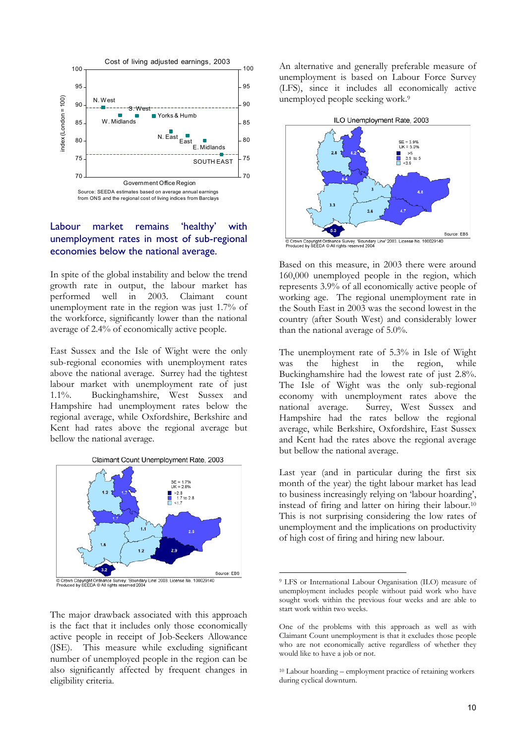Cost of living adjusted earnings, 2003

Source: SEEDA estimates based on average annual earnings from ONS and the regional cost of living indices from Barclays

## Labour market remains 'healthy' with unemployment rates in most of sub-regional economies below the national average.

In spite of the global instability and below the trend growth rate in output, the labour market has performed well in 2003. Claimant count unemployment rate in the region was just 1.7% of the workforce, significantly lower than the national average of 2.4% of economically active people.

East Sussex and the Isle of Wight were the only sub-regional economies with unemployment rates above the national average. Surrey had the tightest labour market with unemployment rate of just 1.1%. Buckinghamshire, West Sussex and Hampshire had unemployment rates below the regional average, while Oxfordshire, Berkshire and Kent had rates above the regional average but bellow the national average.

Claimant Count Unemployment Rate, 2003

The major drawback associated with this approach is the fact that it includes only those economically active people in receipt of Job-Seekers Allowance (JSE). This measure while excluding significant number of unemployed people in the region can be also significantly affected by frequent changes in eligibility criteria.

An alternative and generally preferable measure of unemployment is based on Labour Force Survey (LFS), since it includes all economically active unemployed people seeking work.[9]

ILO Unemployment Rate, 2003

Based on this measure, in 2003 there were around 160,000 unemployed people in the region, which represents 3.9% of all economically active people of working age. The regional unemployment rate in the South East in 2003 was the second lowest in the country (after South West) and considerably lower than the national average of 5.0%.

The unemployment rate of 5.3% in Isle of Wight was the highest in the region, while Buckinghamshire had the lowest rate of just 2.8%. The Isle of Wight was the only sub-regional economy with unemployment rates above the national average. Surrey, West Sussex and Hampshire had the rates bellow the regional average, while Berkshire, Oxfordshire, East Sussex and Kent had the rates above the regional average but bellow the national average.

Last year (and in particular during the first six month of the year) the tight labour market has lead to business increasingly relying on 'labour hoarding', instead of firing and latter on hiring their labour.[10] This is not surprising considering the low rates of unemployment and the implications on productivity of high cost of firing and hiring new labour.

---

[9] LFS or International Labour Organisation (ILO) measure of unemployment includes people without paid work who have sought work within the previous four weeks and are able to start work within two weeks.

One of the problems with this approach as well as with Claimant Count unemployment is that it excludes those people who are not economically active regardless of whether they would like to have a job or not.

[10] Labour hoarding – employment practice of retaining workers during cyclical downturn.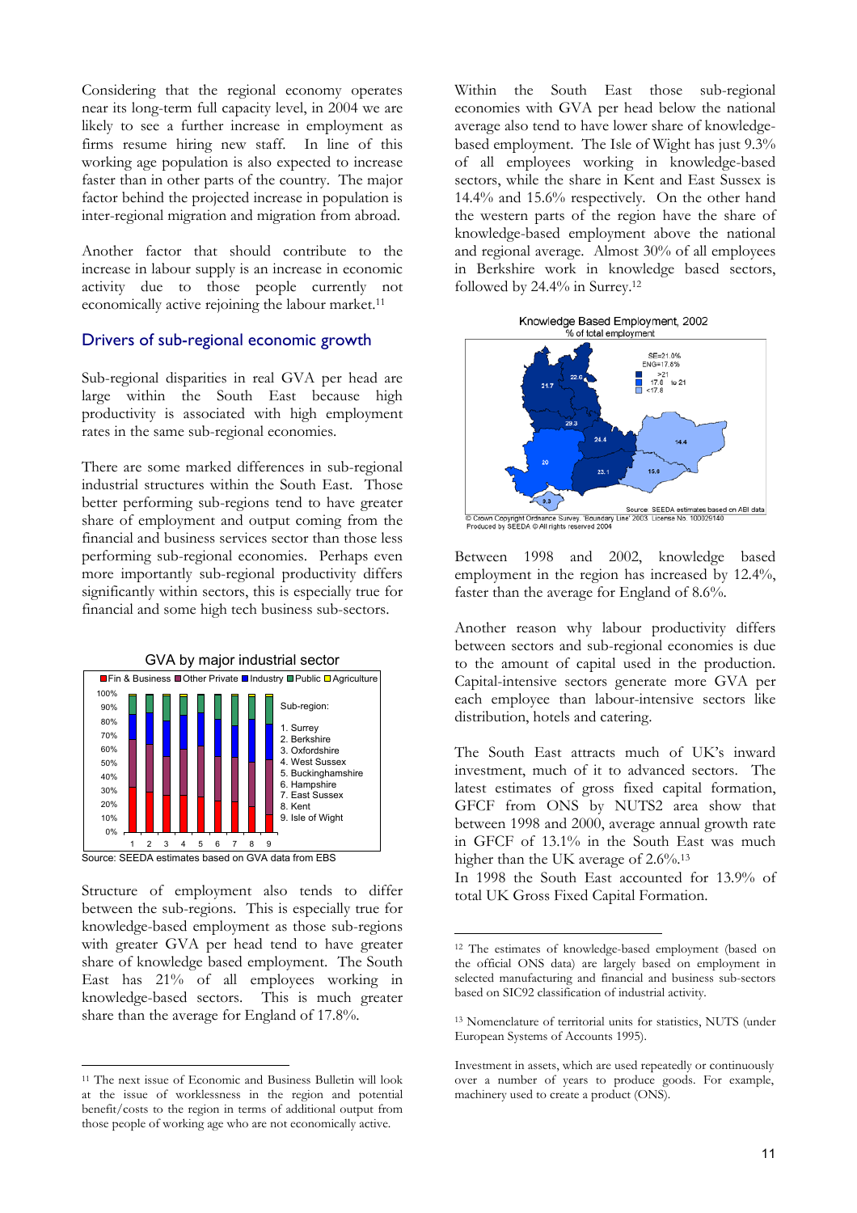Considering that the regional economy operates near its long-term full capacity level, in 2004 we are likely to see a further increase in employment as firms resume hiring new staff. In line of this working age population is also expected to increase faster than in other parts of the country. The major factor behind the projected increase in population is inter-regional migration and migration from abroad.

Another factor that should contribute to the increase in labour supply is an increase in economic activity due to those people currently not economically active rejoining the labour market.[11]

## Drivers of sub-regional economic growth

Sub-regional disparities in real GVA per head are large within the South East because high productivity is associated with high employment rates in the same sub-regional economies.

There are some marked differences in sub-regional industrial structures within the South East. Those better performing sub-regions tend to have greater share of employment and output coming from the financial and business services sector than those less performing sub-regional economies. Perhaps even more importantly sub-regional productivity differs significantly within sectors, this is especially true for financial and some high tech business sub-sectors.

GVA by major industrial sector

Source: SEEDA estimates based on GVA data from EBS

Structure of employment also tends to differ between the sub-regions. This is especially true for knowledge-based employment as those sub-regions with greater GVA per head tend to have greater share of knowledge based employment. The South East has 21% of all employees working in knowledge-based sectors. This is much greater share than the average for England of 17.8%.

Within the South East those sub-regional economies with GVA per head below the national average also tend to have lower share of knowledge-based employment. The Isle of Wight has just 9.3% of all employees working in knowledge-based sectors, while the share in Kent and East Sussex is 14.4% and 15.6% respectively. On the other hand the western parts of the region have the share of knowledge-based employment above the national and regional average. Almost 30% of all employees in Berkshire work in knowledge based sectors, followed by 24.4% in Surrey.[12]

Knowledge Based Employment, 2002

Source: SEEDA estimates based on ABI data
© Crown Copyright Ordnance Survey. 'Boundary Line' 2003. License No. 100029140
Produced by SEEDA © All rights reserved 2004

Between 1998 and 2002, knowledge based employment in the region has increased by 12.4%, faster than the average for England of 8.6%.

Another reason why labour productivity differs between sectors and sub-regional economies is due to the amount of capital used in the production. Capital-intensive sectors generate more GVA per each employee than labour-intensive sectors like distribution, hotels and catering.

The South East attracts much of UK's inward investment, much of it to advanced sectors. The latest estimates of gross fixed capital formation, GFCF from ONS by NUTS2 area show that between 1998 and 2000, average annual growth rate in GFCF of 13.1% in the South East was much higher than the UK average of 2.6%.[13]
In 1998 the South East accounted for 13.9% of total UK Gross Fixed Capital Formation.

---

[11] The next issue of Economic and Business Bulletin will look at the issue of worklessness in the region and potential benefit/costs to the region in terms of additional output from those people of working age who are not economically active.

[12] The estimates of knowledge-based employment (based on the official ONS data) are largely based on employment in selected manufacturing and financial and business sub-sectors based on SIC92 classification of industrial activity.

[13] Nomenclature of territorial units for statistics, NUTS (under European Systems of Accounts 1995).

Investment in assets, which are used repeatedly or continuously over a number of years to produce goods. For example, machinery used to create a product (ONS).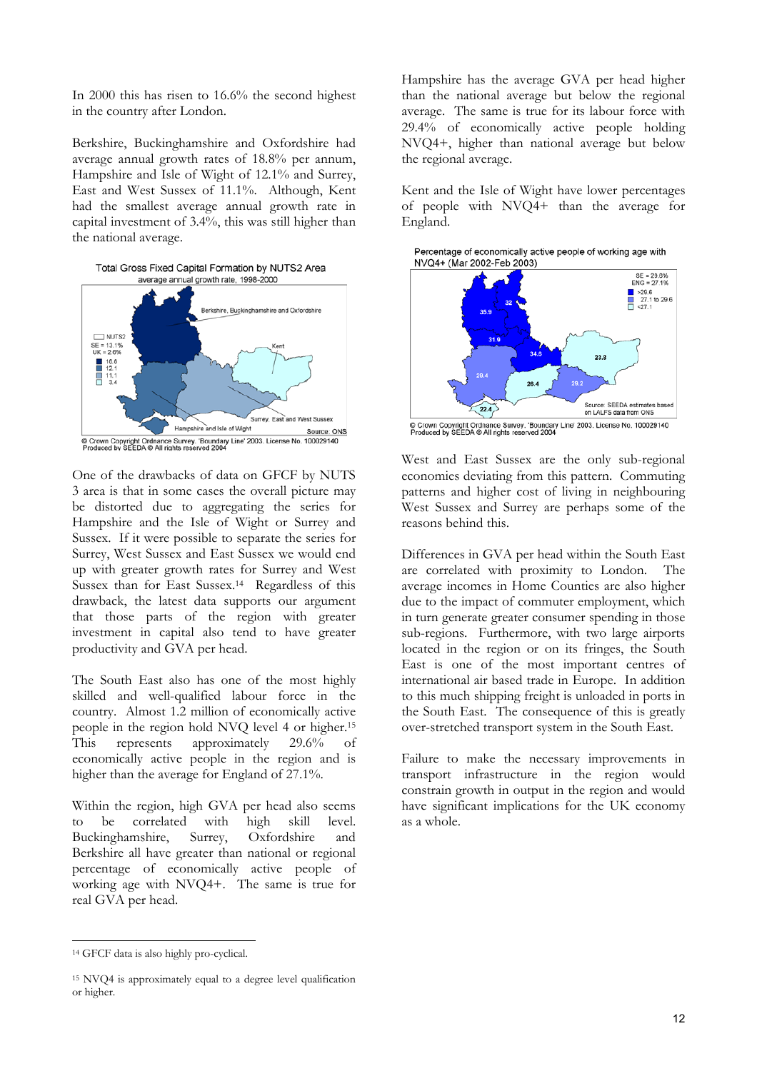In 2000 this has risen to 16.6% the second highest in the country after London.

Berkshire, Buckinghamshire and Oxfordshire had average annual growth rates of 18.8% per annum, Hampshire and Isle of Wight of 12.1% and Surrey, East and West Sussex of 11.1%. Although, Kent had the smallest average annual growth rate in capital investment of 3.4%, this was still higher than the national average.

Total Gross Fixed Capital Formation by NUTS2 Area
average annual growth rate, 1998-2000

© Crown Copyright Ordnance Survey. 'Boundary Line' 2003. License No. 100029140
Produced by SEEDA © All rights reserved 2004

One of the drawbacks of data on GFCF by NUTS 3 area is that in some cases the overall picture may be distorted due to aggregating the series for Hampshire and the Isle of Wight or Surrey and Sussex. If it were possible to separate the series for Surrey, West Sussex and East Sussex we would end up with greater growth rates for Surrey and West Sussex than for East Sussex.[14] Regardless of this drawback, the latest data supports our argument that those parts of the region with greater investment in capital also tend to have greater productivity and GVA per head.

The South East also has one of the most highly skilled and well-qualified labour force in the country. Almost 1.2 million of economically active people in the region hold NVQ level 4 or higher.[15] This represents approximately 29.6% of economically active people in the region and is higher than the average for England of 27.1%.

Within the region, high GVA per head also seems to be correlated with high skill level. Buckinghamshire, Surrey, Oxfordshire and Berkshire all have greater than national or regional percentage of economically active people of working age with NVQ4+. The same is true for real GVA per head.

Hampshire has the average GVA per head higher than the national average but below the regional average. The same is true for its labour force with 29.4% of economically active people holding NVQ4+, higher than national average but below the regional average.

Kent and the Isle of Wight have lower percentages of people with NVQ4+ than the average for England.

Percentage of economically active people of working age with NVQ4+ (Mar 2002-Feb 2003)

© Crown Copyright Ordnance Survey. 'Boundary Line' 2003. License No. 100029140
Produced by SEEDA © All rights reserved 2004

West and East Sussex are the only sub-regional economies deviating from this pattern. Commuting patterns and higher cost of living in neighbouring West Sussex and Surrey are perhaps some of the reasons behind this.

Differences in GVA per head within the South East are correlated with proximity to London. The average incomes in Home Counties are also higher due to the impact of commuter employment, which in turn generate greater consumer spending in those sub-regions. Furthermore, with two large airports located in the region or on its fringes, the South East is one of the most important centres of international air based trade in Europe. In addition to this much shipping freight is unloaded in ports in the South East. The consequence of this is greatly over-stretched transport system in the South East.

Failure to make the necessary improvements in transport infrastructure in the region would constrain growth in output in the region and would have significant implications for the UK economy as a whole.

---

[14] GFCF data is also highly pro-cyclical.

[15] NVQ4 is approximately equal to a degree level qualification or higher.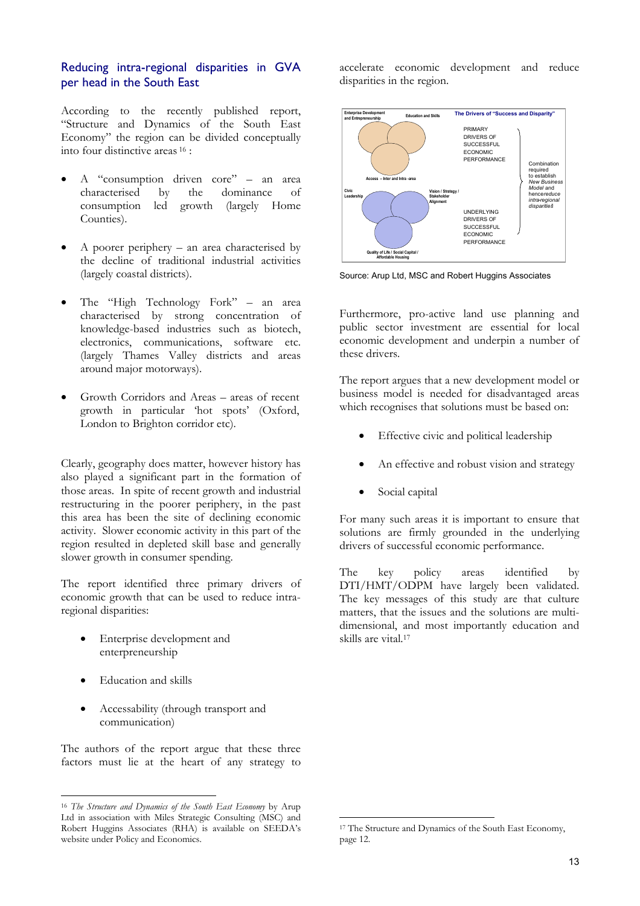## Reducing intra-regional disparities in GVA per head in the South East

According to the recently published report, "Structure and Dynamics of the South East Economy" the region can be divided conceptually into four distinctive areas [16] :

- A "consumption driven core" – an area characterised by the dominance of consumption led growth (largely Home Counties).
- A poorer periphery – an area characterised by the decline of traditional industrial activities (largely coastal districts).
- The "High Technology Fork" – an area characterised by strong concentration of knowledge-based industries such as biotech, electronics, communications, software etc. (largely Thames Valley districts and areas around major motorways).
- Growth Corridors and Areas – areas of recent growth in particular 'hot spots' (Oxford, London to Brighton corridor etc).

Clearly, geography does matter, however history has also played a significant part in the formation of those areas. In spite of recent growth and industrial restructuring in the poorer periphery, in the past this area has been the site of declining economic activity. Slower economic activity in this part of the region resulted in depleted skill base and generally slower growth in consumer spending.

The report identified three primary drivers of economic growth that can be used to reduce intra-regional disparities:

- Enterprise development and enterpreneurship
- Education and skills
- Accessability (through transport and communication)

The authors of the report argue that these three factors must lie at the heart of any strategy to accelerate economic development and reduce disparities in the region.

The Drivers of "Success and Disparity"

Enterprise Development and Entrepreneurship; Education and Skills; Access – Inter and Intra -area — PRIMARY DRIVERS OF SUCCESSFUL ECONOMIC PERFORMANCE

Civic Leadership; Vision / Strategy / Stakeholder Alignment; Quality of Life / Social Capital / Affordable Housing — UNDERLYING DRIVERS OF SUCCESSFUL ECONOMIC PERFORMANCE

Combination required to establish *New Business Model* and hence *reduce intra-regional disparities*

Source: Arup Ltd, MSC and Robert Huggins Associates

Furthermore, pro-active land use planning and public sector investment are essential for local economic development and underpin a number of these drivers.

The report argues that a new development model or business model is needed for disadvantaged areas which recognises that solutions must be based on:

- Effective civic and political leadership
- An effective and robust vision and strategy
- Social capital

For many such areas it is important to ensure that solutions are firmly grounded in the underlying drivers of successful economic performance.

The key policy areas identified by DTI/HMT/ODPM have largely been validated. The key messages of this study are that culture matters, that the issues and the solutions are multi-dimensional, and most importantly education and skills are vital.[17]

---

[16] *The Structure and Dynamics of the South East Economy* by Arup Ltd in association with Miles Strategic Consulting (MSC) and Robert Huggins Associates (RHA) is available on SEEDA's website under Policy and Economics.

[17] The Structure and Dynamics of the South East Economy, page 12.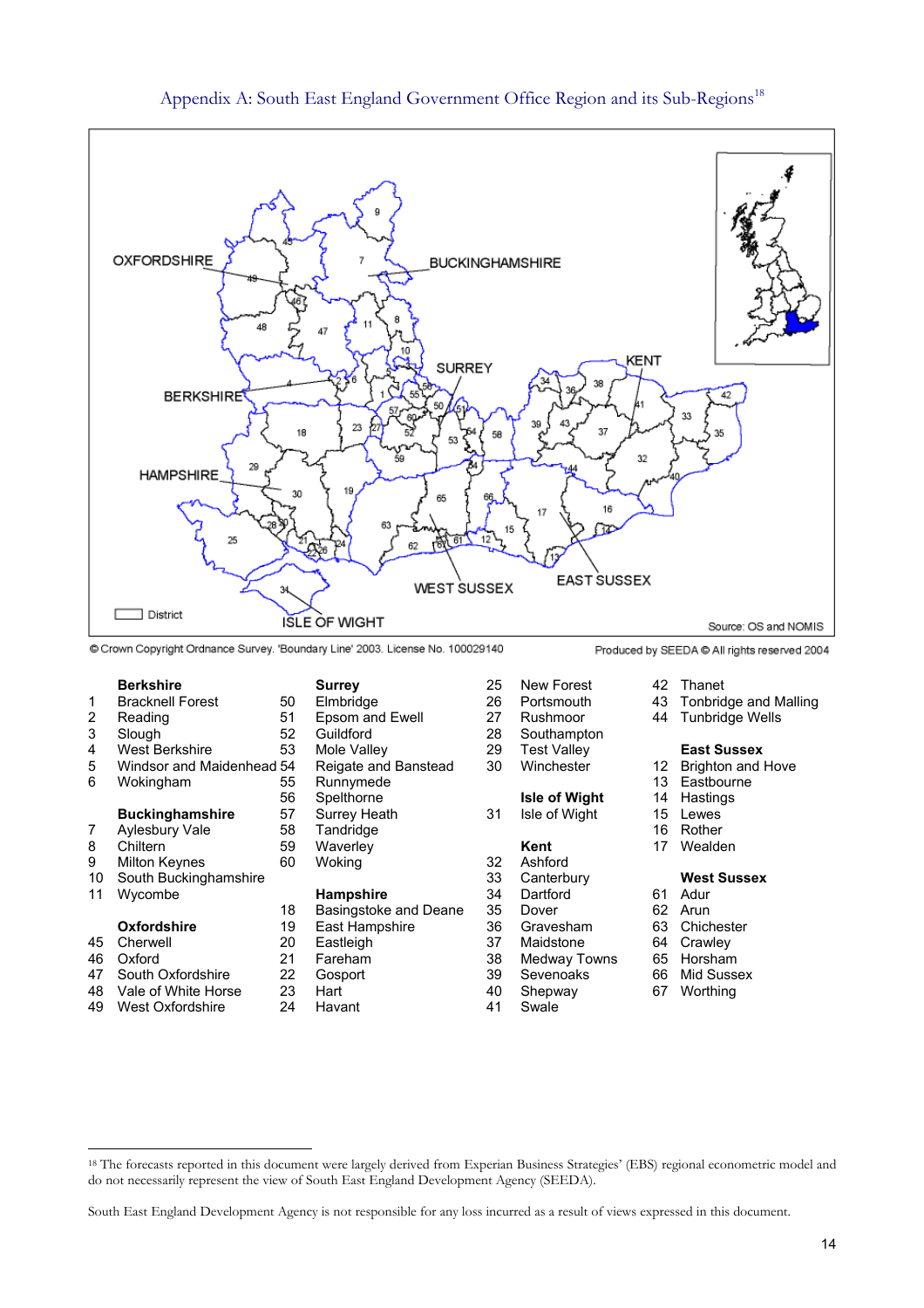## Appendix A: South East England Government Office Region and its Sub-Regions[18]

© Crown Copyright Ordnance Survey. 'Boundary Line' 2003. License No. 100029140

Produced by SEEDA © All rights reserved 2004

**Berkshire**
1 Bracknell Forest
2 Reading
3 Slough
4 West Berkshire
5 Windsor and Maidenhead
6 Wokingham

**Buckinghamshire**
7 Aylesbury Vale
8 Chiltern
9 Milton Keynes
10 South Buckinghamshire
11 Wycombe

**Oxfordshire**
45 Cherwell
46 Oxford
47 South Oxfordshire
48 Vale of White Horse
49 West Oxfordshire

**Surrey**
50 Elmbridge
51 Epsom and Ewell
52 Guildford
53 Mole Valley
54 Reigate and Banstead
55 Runnymede
56 Spelthorne
57 Surrey Heath
58 Tandridge
59 Waverley
60 Woking

**Hampshire**
18 Basingstoke and Deane
19 East Hampshire
20 Eastleigh
21 Fareham
22 Gosport
23 Hart
24 Havant
25 New Forest
26 Portsmouth
27 Rushmoor
28 Southampton
29 Test Valley
30 Winchester

**Isle of Wight**
31 Isle of Wight

**Kent**
32 Ashford
33 Canterbury
34 Dartford
35 Dover
36 Gravesham
37 Maidstone
38 Medway Towns
39 Sevenoaks
40 Shepway
41 Swale
42 Thanet
43 Tonbridge and Malling
44 Tunbridge Wells

**East Sussex**
12 Brighton and Hove
13 Eastbourne
14 Hastings
15 Lewes
16 Rother
17 Wealden

**West Sussex**
61 Adur
62 Arun
63 Chichester
64 Crawley
65 Horsham
66 Mid Sussex
67 Worthing

---

[18] The forecasts reported in this document were largely derived from Experian Business Strategies' (EBS) regional econometric model and do not necessarily represent the view of South East England Development Agency (SEEDA).

South East England Development Agency is not responsible for any loss incurred as a result of views expressed in this document.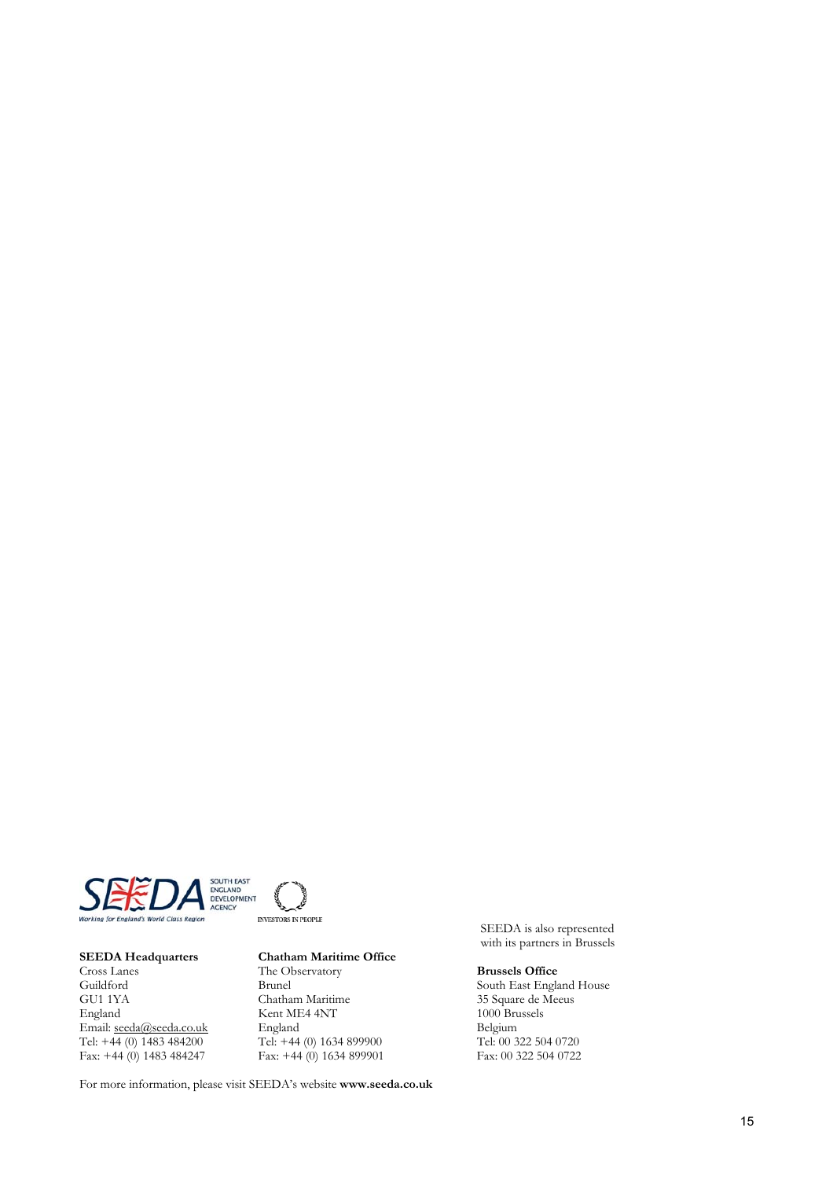SOUTH EAST ENGLAND DEVELOPMENT AGENCY

Working for England's World Class Region

INVESTORS IN PEOPLE

SEEDA is also represented with its partners in Brussels

**SEEDA Headquarters**
Cross Lanes
Guildford
GU1 1YA
England
Email: seeda@seeda.co.uk
Tel: +44 (0) 1483 484200
Fax: +44 (0) 1483 484247

**Chatham Maritime Office**
The Observatory
Brunel
Chatham Maritime
Kent ME4 4NT
England
Tel: +44 (0) 1634 899900
Fax: +44 (0) 1634 899901

**Brussels Office**
South East England House
35 Square de Meeus
1000 Brussels
Belgium
Tel: 00 322 504 0720
Fax: 00 322 504 0722

For more information, please visit SEEDA's website **www.seeda.co.uk**